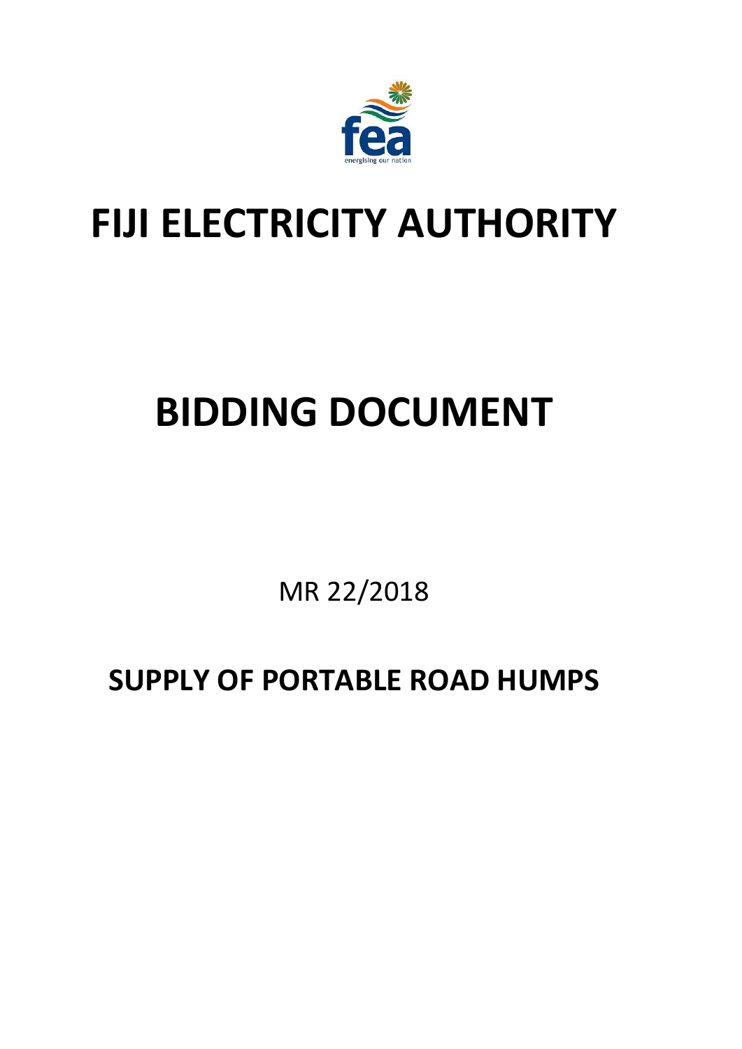# FIJI ELECTRICITY AUTHORITY

# BIDDING DOCUMENT

MR 22/2018

## SUPPLY OF PORTABLE ROAD HUMPS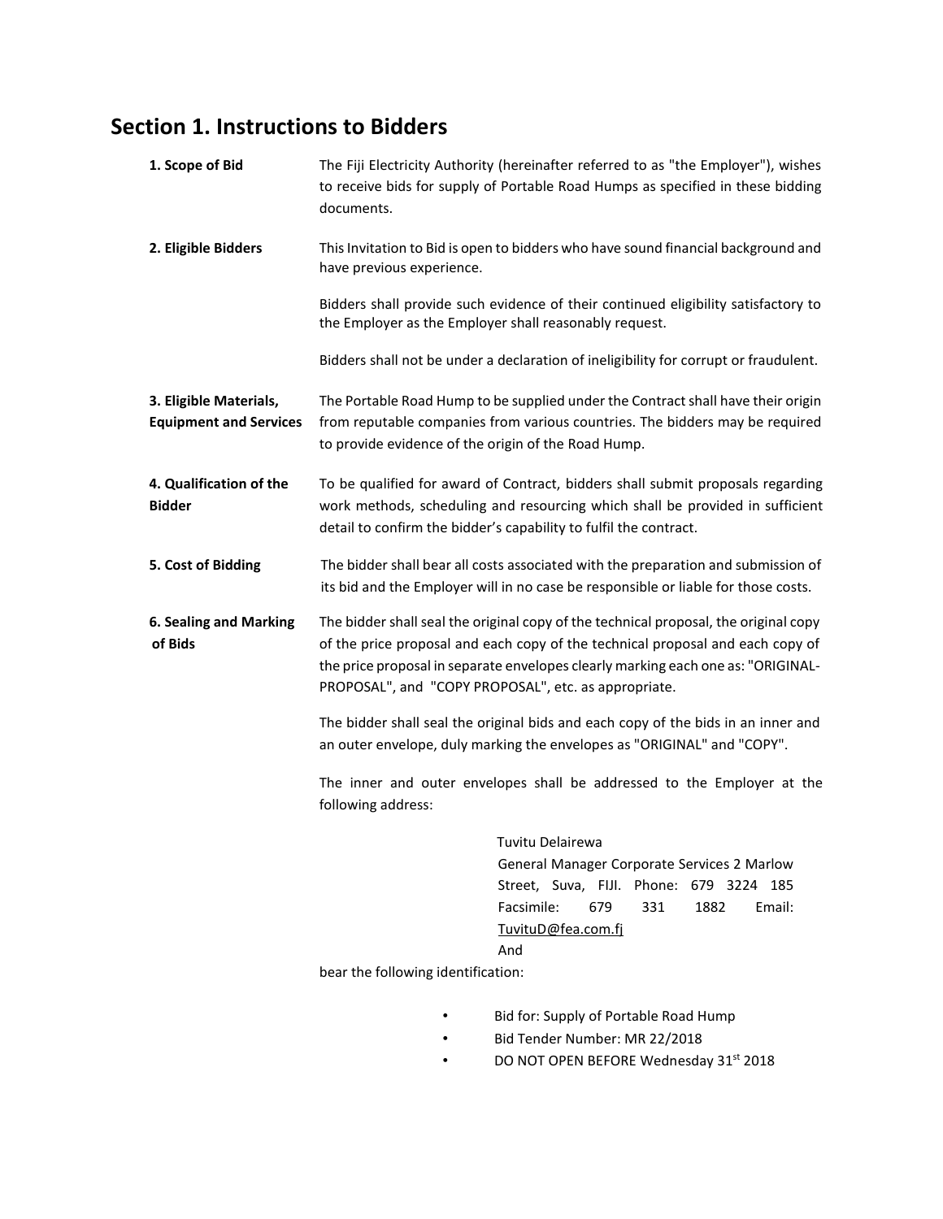## Section 1. Instructions to Bidders

**1. Scope of Bid**

The Fiji Electricity Authority (hereinafter referred to as "the Employer"), wishes to receive bids for supply of Portable Road Humps as specified in these bidding documents.

**2. Eligible Bidders**

This Invitation to Bid is open to bidders who have sound financial background and have previous experience.

Bidders shall provide such evidence of their continued eligibility satisfactory to the Employer as the Employer shall reasonably request.

Bidders shall not be under a declaration of ineligibility for corrupt or fraudulent.

**3. Eligible Materials, Equipment and Services**

The Portable Road Hump to be supplied under the Contract shall have their origin from reputable companies from various countries. The bidders may be required to provide evidence of the origin of the Road Hump.

**4. Qualification of the Bidder**

To be qualified for award of Contract, bidders shall submit proposals regarding work methods, scheduling and resourcing which shall be provided in sufficient detail to confirm the bidder's capability to fulfil the contract.

**5. Cost of Bidding**

The bidder shall bear all costs associated with the preparation and submission of its bid and the Employer will in no case be responsible or liable for those costs.

**6. Sealing and Marking of Bids**

The bidder shall seal the original copy of the technical proposal, the original copy of the price proposal and each copy of the technical proposal and each copy of the price proposal in separate envelopes clearly marking each one as: "ORIGINAL-PROPOSAL", and "COPY PROPOSAL", etc. as appropriate.

The bidder shall seal the original bids and each copy of the bids in an inner and an outer envelope, duly marking the envelopes as "ORIGINAL" and "COPY".

The inner and outer envelopes shall be addressed to the Employer at the following address:

Tuvitu Delairewa
General Manager Corporate Services 2 Marlow Street, Suva, FIJI. Phone: 679 3224 185 Facsimile: 679 331 1882 Email: TuvituD@fea.com.fj
And

bear the following identification:

- Bid for: Supply of Portable Road Hump
- Bid Tender Number: MR 22/2018
- DO NOT OPEN BEFORE Wednesday 31st 2018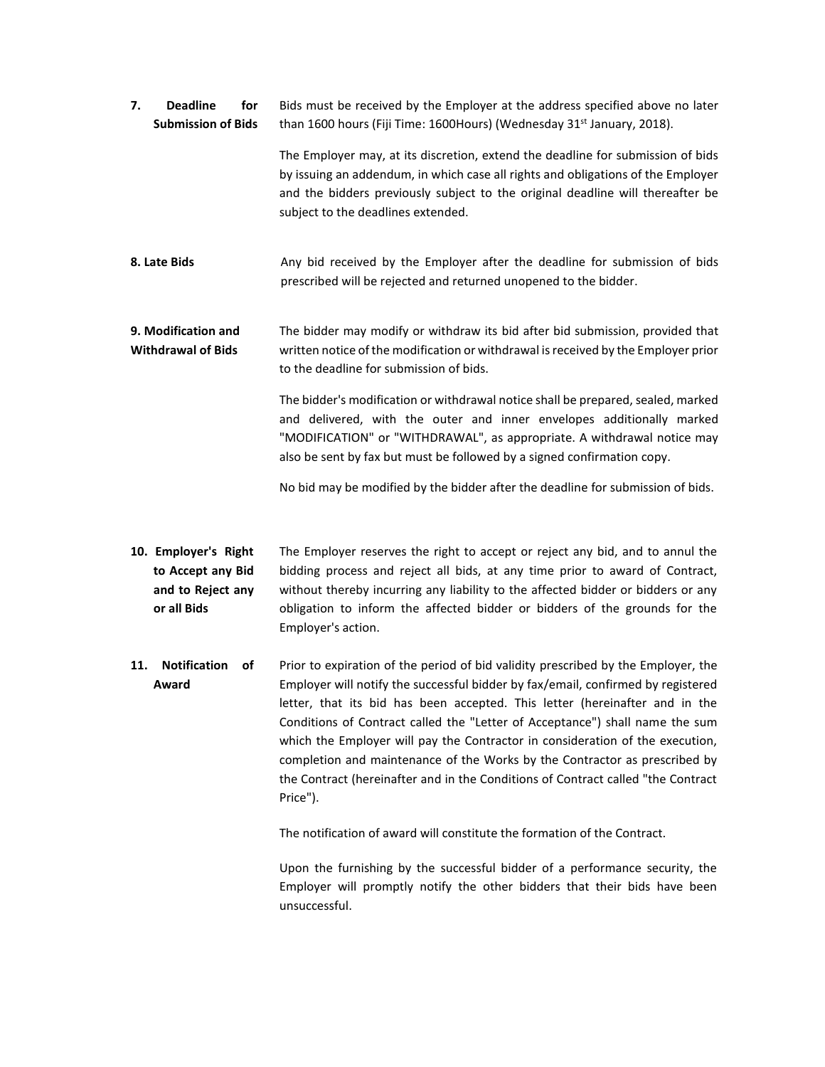**7. Deadline for Submission of Bids**

Bids must be received by the Employer at the address specified above no later than 1600 hours (Fiji Time: 1600Hours) (Wednesday 31st January, 2018).

The Employer may, at its discretion, extend the deadline for submission of bids by issuing an addendum, in which case all rights and obligations of the Employer and the bidders previously subject to the original deadline will thereafter be subject to the deadlines extended.

**8. Late Bids**

Any bid received by the Employer after the deadline for submission of bids prescribed will be rejected and returned unopened to the bidder.

**9. Modification and Withdrawal of Bids**

The bidder may modify or withdraw its bid after bid submission, provided that written notice of the modification or withdrawal is received by the Employer prior to the deadline for submission of bids.

The bidder's modification or withdrawal notice shall be prepared, sealed, marked and delivered, with the outer and inner envelopes additionally marked "MODIFICATION" or "WITHDRAWAL", as appropriate. A withdrawal notice may also be sent by fax but must be followed by a signed confirmation copy.

No bid may be modified by the bidder after the deadline for submission of bids.

**10. Employer's Right to Accept any Bid and to Reject any or all Bids**

The Employer reserves the right to accept or reject any bid, and to annul the bidding process and reject all bids, at any time prior to award of Contract, without thereby incurring any liability to the affected bidder or bidders or any obligation to inform the affected bidder or bidders of the grounds for the Employer's action.

**11. Notification of Award**

Prior to expiration of the period of bid validity prescribed by the Employer, the Employer will notify the successful bidder by fax/email, confirmed by registered letter, that its bid has been accepted. This letter (hereinafter and in the Conditions of Contract called the "Letter of Acceptance") shall name the sum which the Employer will pay the Contractor in consideration of the execution, completion and maintenance of the Works by the Contractor as prescribed by the Contract (hereinafter and in the Conditions of Contract called "the Contract Price").

The notification of award will constitute the formation of the Contract.

Upon the furnishing by the successful bidder of a performance security, the Employer will promptly notify the other bidders that their bids have been unsuccessful.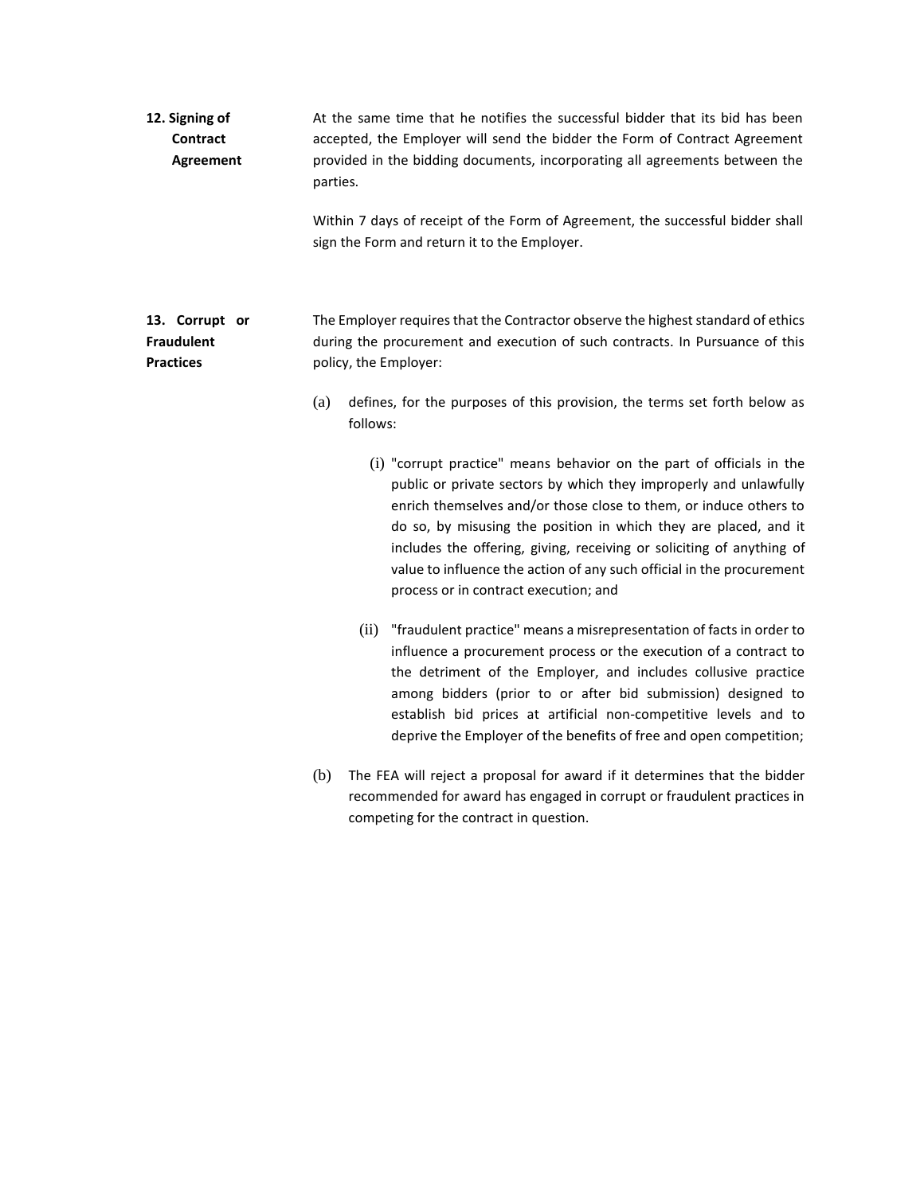**12. Signing of Contract Agreement**

At the same time that he notifies the successful bidder that its bid has been accepted, the Employer will send the bidder the Form of Contract Agreement provided in the bidding documents, incorporating all agreements between the parties.

Within 7 days of receipt of the Form of Agreement, the successful bidder shall sign the Form and return it to the Employer.

**13. Corrupt or Fraudulent Practices**

The Employer requires that the Contractor observe the highest standard of ethics during the procurement and execution of such contracts. In Pursuance of this policy, the Employer:

(a) defines, for the purposes of this provision, the terms set forth below as follows:

  (i) "corrupt practice" means behavior on the part of officials in the public or private sectors by which they improperly and unlawfully enrich themselves and/or those close to them, or induce others to do so, by misusing the position in which they are placed, and it includes the offering, giving, receiving or soliciting of anything of value to influence the action of any such official in the procurement process or in contract execution; and

  (ii) "fraudulent practice" means a misrepresentation of facts in order to influence a procurement process or the execution of a contract to the detriment of the Employer, and includes collusive practice among bidders (prior to or after bid submission) designed to establish bid prices at artificial non-competitive levels and to deprive the Employer of the benefits of free and open competition;

(b) The FEA will reject a proposal for award if it determines that the bidder recommended for award has engaged in corrupt or fraudulent practices in competing for the contract in question.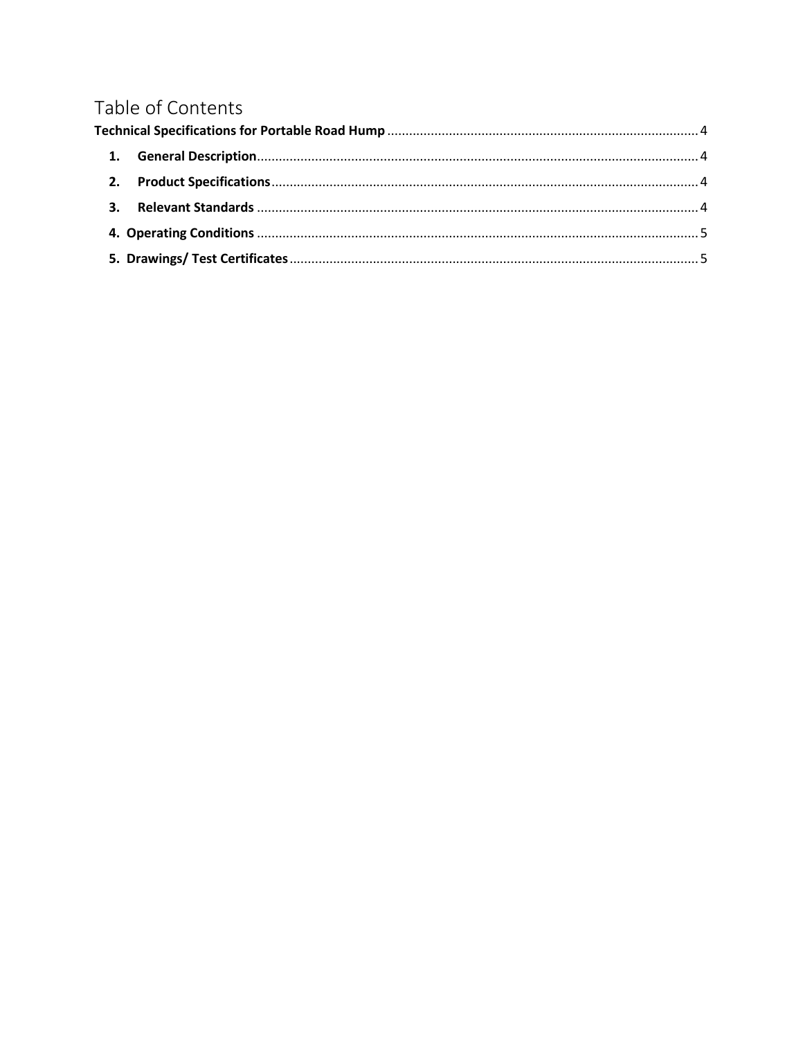# Table of Contents

**Technical Specifications for Portable Road Hump** ..... 4

- **1. General Description** ..... 4
- **2. Product Specifications** ..... 4
- **3. Relevant Standards** ..... 4
- **4. Operating Conditions** ..... 5
- **5. Drawings/ Test Certificates** ..... 5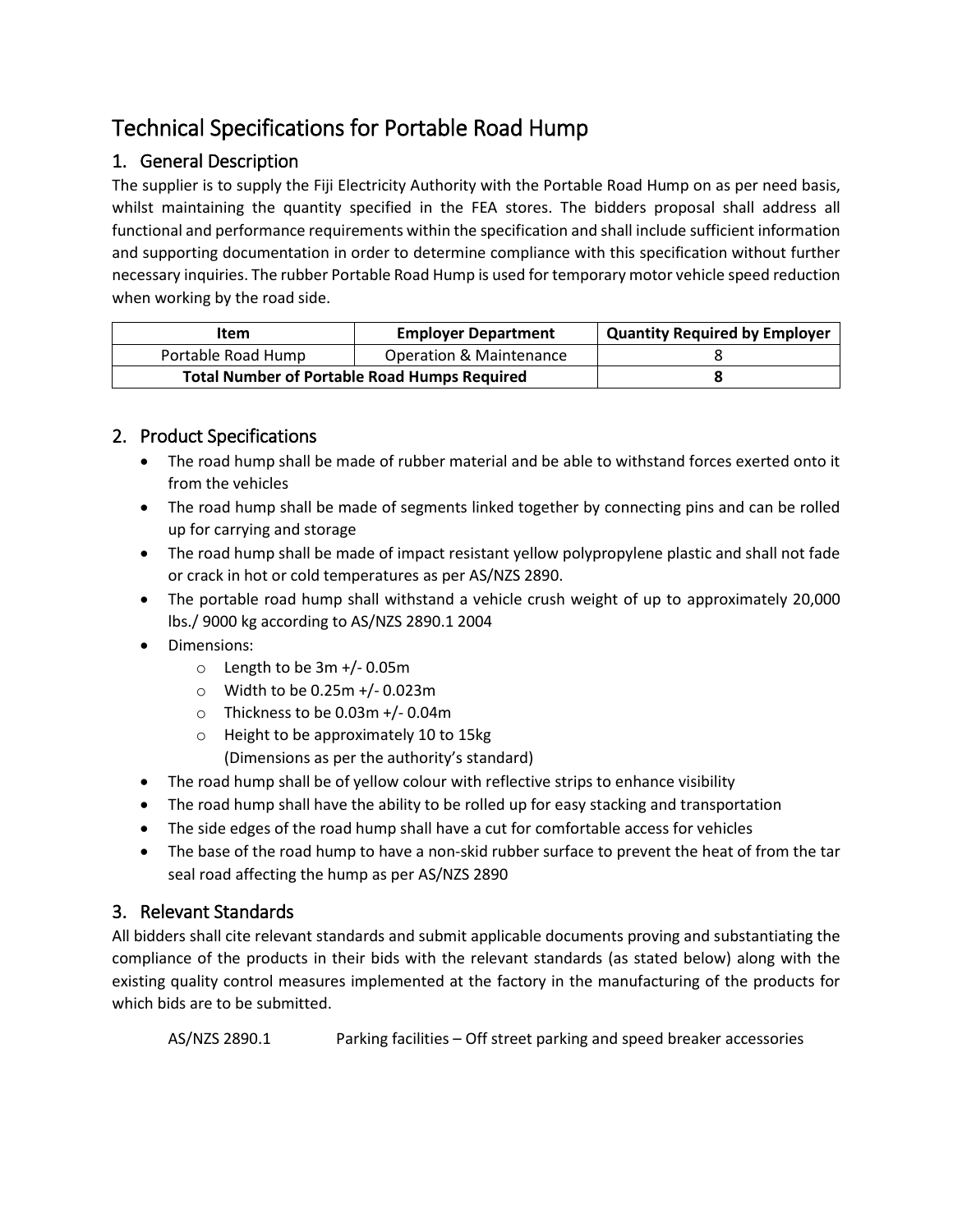# Technical Specifications for Portable Road Hump

## 1. General Description

The supplier is to supply the Fiji Electricity Authority with the Portable Road Hump on as per need basis, whilst maintaining the quantity specified in the FEA stores. The bidders proposal shall address all functional and performance requirements within the specification and shall include sufficient information and supporting documentation in order to determine compliance with this specification without further necessary inquiries. The rubber Portable Road Hump is used for temporary motor vehicle speed reduction when working by the road side.

| Item | Employer Department | Quantity Required by Employer |
|---|---|---|
| Portable Road Hump | Operation & Maintenance | 8 |
| **Total Number of Portable Road Humps Required** | | **8** |

## 2. Product Specifications

- The road hump shall be made of rubber material and be able to withstand forces exerted onto it from the vehicles
- The road hump shall be made of segments linked together by connecting pins and can be rolled up for carrying and storage
- The road hump shall be made of impact resistant yellow polypropylene plastic and shall not fade or crack in hot or cold temperatures as per AS/NZS 2890.
- The portable road hump shall withstand a vehicle crush weight of up to approximately 20,000 lbs./ 9000 kg according to AS/NZS 2890.1 2004
- Dimensions:
  - Length to be 3m +/- 0.05m
  - Width to be 0.25m +/- 0.023m
  - Thickness to be 0.03m +/- 0.04m
  - Height to be approximately 10 to 15kg
    (Dimensions as per the authority's standard)
- The road hump shall be of yellow colour with reflective strips to enhance visibility
- The road hump shall have the ability to be rolled up for easy stacking and transportation
- The side edges of the road hump shall have a cut for comfortable access for vehicles
- The base of the road hump to have a non-skid rubber surface to prevent the heat of from the tar seal road affecting the hump as per AS/NZS 2890

## 3. Relevant Standards

All bidders shall cite relevant standards and submit applicable documents proving and substantiating the compliance of the products in their bids with the relevant standards (as stated below) along with the existing quality control measures implemented at the factory in the manufacturing of the products for which bids are to be submitted.

AS/NZS 2890.1 Parking facilities – Off street parking and speed breaker accessories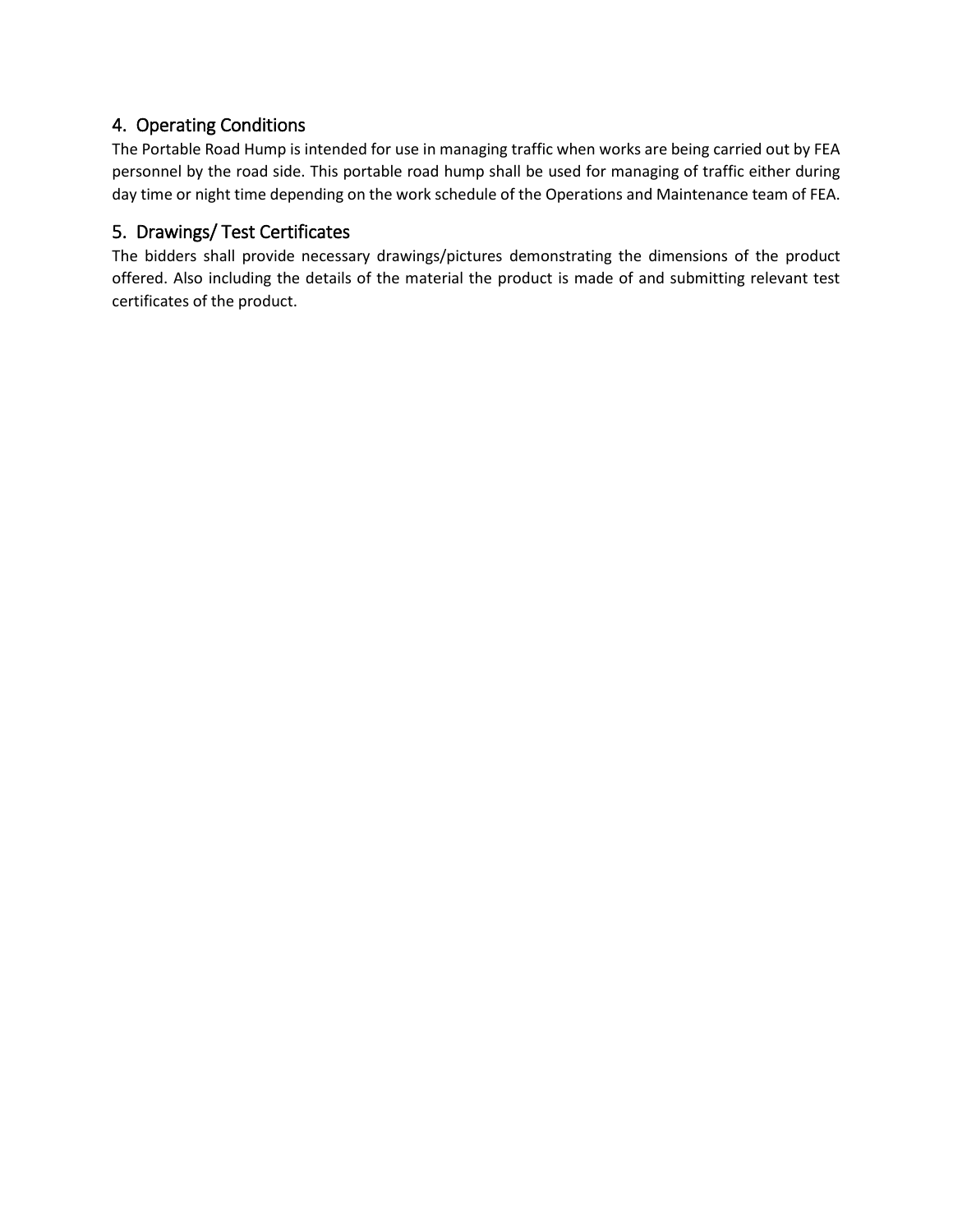## 4. Operating Conditions

The Portable Road Hump is intended for use in managing traffic when works are being carried out by FEA personnel by the road side. This portable road hump shall be used for managing of traffic either during day time or night time depending on the work schedule of the Operations and Maintenance team of FEA.

## 5. Drawings/ Test Certificates

The bidders shall provide necessary drawings/pictures demonstrating the dimensions of the product offered. Also including the details of the material the product is made of and submitting relevant test certificates of the product.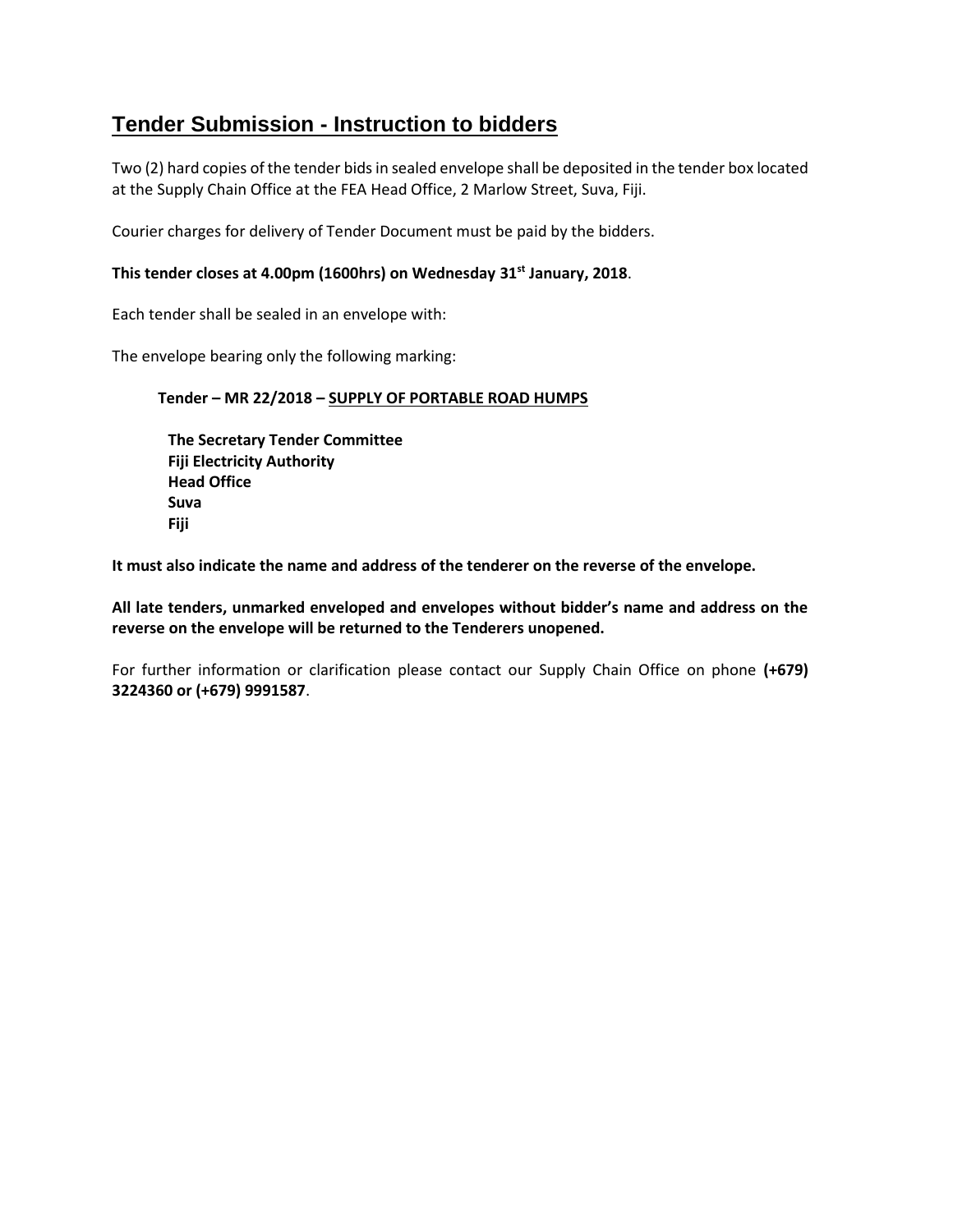## Tender Submission - Instruction to bidders

Two (2) hard copies of the tender bids in sealed envelope shall be deposited in the tender box located at the Supply Chain Office at the FEA Head Office, 2 Marlow Street, Suva, Fiji.

Courier charges for delivery of Tender Document must be paid by the bidders.

**This tender closes at 4.00pm (1600hrs) on Wednesday 31st January, 2018**.

Each tender shall be sealed in an envelope with:

The envelope bearing only the following marking:

**Tender – MR 22/2018 – SUPPLY OF PORTABLE ROAD HUMPS**

**The Secretary Tender Committee**
**Fiji Electricity Authority**
**Head Office**
**Suva**
**Fiji**

**It must also indicate the name and address of the tenderer on the reverse of the envelope.**

**All late tenders, unmarked enveloped and envelopes without bidder's name and address on the reverse on the envelope will be returned to the Tenderers unopened.**

For further information or clarification please contact our Supply Chain Office on phone **(+679) 3224360 or (+679) 9991587**.